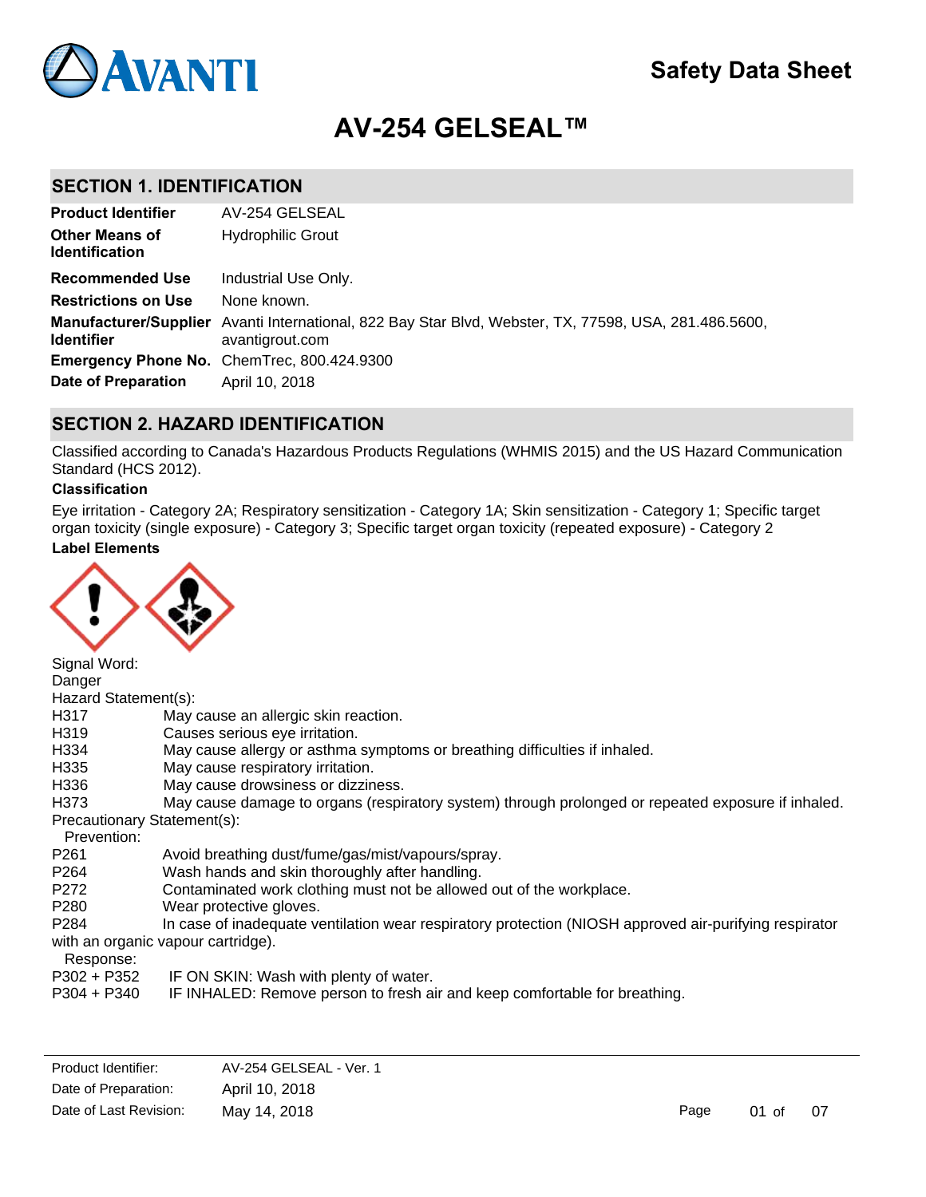# AV-254 GELSEAL™

Safety Data Sheet

## SECTION 1. IDENTIFICATION

| | |
|---|---|
| **Product Identifier** | AV-254 GELSEAL |
| **Other Means of Identification** | Hydrophilic Grout |
| **Recommended Use** | Industrial Use Only. |
| **Restrictions on Use** | None known. |
| **Manufacturer/Supplier Identifier** | Avanti International, 822 Bay Star Blvd, Webster, TX, 77598, USA, 281.486.5600, avantigrout.com |
| **Emergency Phone No.** | ChemTrec, 800.424.9300 |
| **Date of Preparation** | April 10, 2018 |

## SECTION 2. HAZARD IDENTIFICATION

Classified according to Canada's Hazardous Products Regulations (WHMIS 2015) and the US Hazard Communication Standard (HCS 2012).

**Classification**

Eye irritation - Category 2A; Respiratory sensitization - Category 1A; Skin sensitization - Category 1; Specific target organ toxicity (single exposure) - Category 3; Specific target organ toxicity (repeated exposure) - Category 2

**Label Elements**

Signal Word:
Danger

Hazard Statement(s):

| | |
|---|---|
| H317 | May cause an allergic skin reaction. |
| H319 | Causes serious eye irritation. |
| H334 | May cause allergy or asthma symptoms or breathing difficulties if inhaled. |
| H335 | May cause respiratory irritation. |
| H336 | May cause drowsiness or dizziness. |
| H373 | May cause damage to organs (respiratory system) through prolonged or repeated exposure if inhaled. |

Precautionary Statement(s):

Prevention:

| | |
|---|---|
| P261 | Avoid breathing dust/fume/gas/mist/vapours/spray. |
| P264 | Wash hands and skin thoroughly after handling. |
| P272 | Contaminated work clothing must not be allowed out of the workplace. |
| P280 | Wear protective gloves. |
| P284 | In case of inadequate ventilation wear respiratory protection (NIOSH approved air-purifying respirator with an organic vapour cartridge). |

Response:

| | |
|---|---|
| P302 + P352 | IF ON SKIN: Wash with plenty of water. |
| P304 + P340 | IF INHALED: Remove person to fresh air and keep comfortable for breathing. |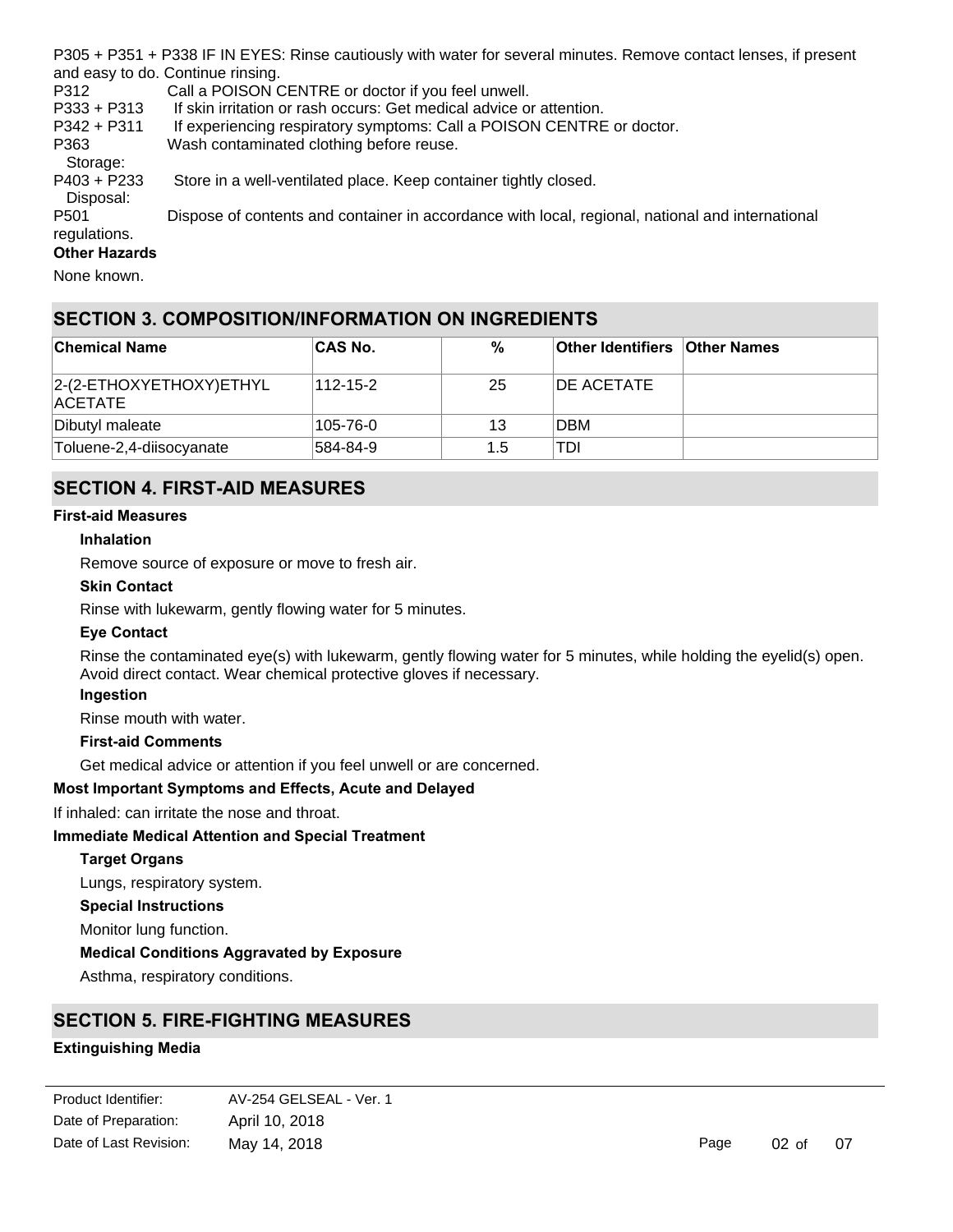P305 + P351 + P338 IF IN EYES: Rinse cautiously with water for several minutes. Remove contact lenses, if present and easy to do. Continue rinsing.

P312 Call a POISON CENTRE or doctor if you feel unwell.

P333 + P313 If skin irritation or rash occurs: Get medical advice or attention.

P342 + P311 If experiencing respiratory symptoms: Call a POISON CENTRE or doctor.

P363 Wash contaminated clothing before reuse.

Storage:

P403 + P233 Store in a well-ventilated place. Keep container tightly closed.

Disposal:

P501 Dispose of contents and container in accordance with local, regional, national and international regulations.

**Other Hazards**

None known.

## SECTION 3. COMPOSITION/INFORMATION ON INGREDIENTS

| Chemical Name | CAS No. | % | Other Identifiers | Other Names |
|---|---|---|---|---|
| 2-(2-ETHOXYETHOXY)ETHYL ACETATE | 112-15-2 | 25 | DE ACETATE | |
| Dibutyl maleate | 105-76-0 | 13 | DBM | |
| Toluene-2,4-diisocyanate | 584-84-9 | 1.5 | TDI | |

## SECTION 4. FIRST-AID MEASURES

**First-aid Measures**

**Inhalation**

Remove source of exposure or move to fresh air.

**Skin Contact**

Rinse with lukewarm, gently flowing water for 5 minutes.

**Eye Contact**

Rinse the contaminated eye(s) with lukewarm, gently flowing water for 5 minutes, while holding the eyelid(s) open. Avoid direct contact. Wear chemical protective gloves if necessary.

**Ingestion**

Rinse mouth with water.

**First-aid Comments**

Get medical advice or attention if you feel unwell or are concerned.

**Most Important Symptoms and Effects, Acute and Delayed**

If inhaled: can irritate the nose and throat.

**Immediate Medical Attention and Special Treatment**

**Target Organs**

Lungs, respiratory system.

**Special Instructions**

Monitor lung function.

**Medical Conditions Aggravated by Exposure**

Asthma, respiratory conditions.

## SECTION 5. FIRE-FIGHTING MEASURES

**Extinguishing Media**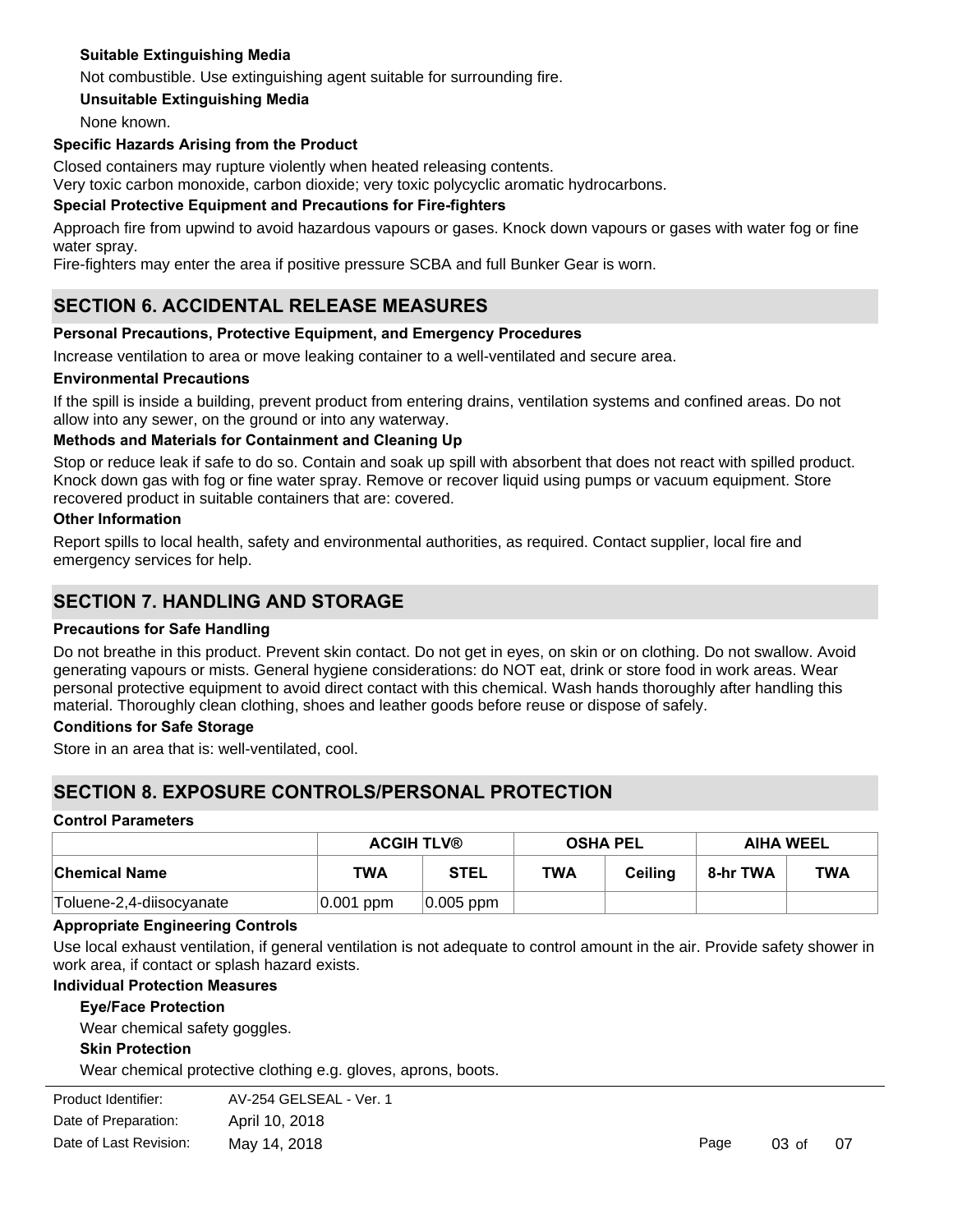#### Suitable Extinguishing Media

Not combustible. Use extinguishing agent suitable for surrounding fire.

#### Unsuitable Extinguishing Media

None known.

### Specific Hazards Arising from the Product

Closed containers may rupture violently when heated releasing contents.
Very toxic carbon monoxide, carbon dioxide; very toxic polycyclic aromatic hydrocarbons.

### Special Protective Equipment and Precautions for Fire-fighters

Approach fire from upwind to avoid hazardous vapours or gases. Knock down vapours or gases with water fog or fine water spray.
Fire-fighters may enter the area if positive pressure SCBA and full Bunker Gear is worn.

## SECTION 6. ACCIDENTAL RELEASE MEASURES

### Personal Precautions, Protective Equipment, and Emergency Procedures

Increase ventilation to area or move leaking container to a well-ventilated and secure area.

### Environmental Precautions

If the spill is inside a building, prevent product from entering drains, ventilation systems and confined areas. Do not allow into any sewer, on the ground or into any waterway.

### Methods and Materials for Containment and Cleaning Up

Stop or reduce leak if safe to do so. Contain and soak up spill with absorbent that does not react with spilled product. Knock down gas with fog or fine water spray. Remove or recover liquid using pumps or vacuum equipment. Store recovered product in suitable containers that are: covered.

### Other Information

Report spills to local health, safety and environmental authorities, as required. Contact supplier, local fire and emergency services for help.

## SECTION 7. HANDLING AND STORAGE

### Precautions for Safe Handling

Do not breathe in this product. Prevent skin contact. Do not get in eyes, on skin or on clothing. Do not swallow. Avoid generating vapours or mists. General hygiene considerations: do NOT eat, drink or store food in work areas. Wear personal protective equipment to avoid direct contact with this chemical. Wash hands thoroughly after handling this material. Thoroughly clean clothing, shoes and leather goods before reuse or dispose of safely.

### Conditions for Safe Storage

Store in an area that is: well-ventilated, cool.

## SECTION 8. EXPOSURE CONTROLS/PERSONAL PROTECTION

### Control Parameters

| | ACGIH TLV® | | OSHA PEL | | AIHA WEEL | |
|---|---|---|---|---|---|---|
| Chemical Name | TWA | STEL | TWA | Ceiling | 8-hr TWA | TWA |
| Toluene-2,4-diisocyanate | 0.001 ppm | 0.005 ppm | | | | |

### Appropriate Engineering Controls

Use local exhaust ventilation, if general ventilation is not adequate to control amount in the air. Provide safety shower in work area, if contact or splash hazard exists.

### Individual Protection Measures

#### Eye/Face Protection

Wear chemical safety goggles.

#### Skin Protection

Wear chemical protective clothing e.g. gloves, aprons, boots.

| | |
|---|---|
| Product Identifier: | AV-254 GELSEAL - Ver. 1 |
| Date of Preparation: | April 10, 2018 |
| Date of Last Revision: | May 14, 2018 |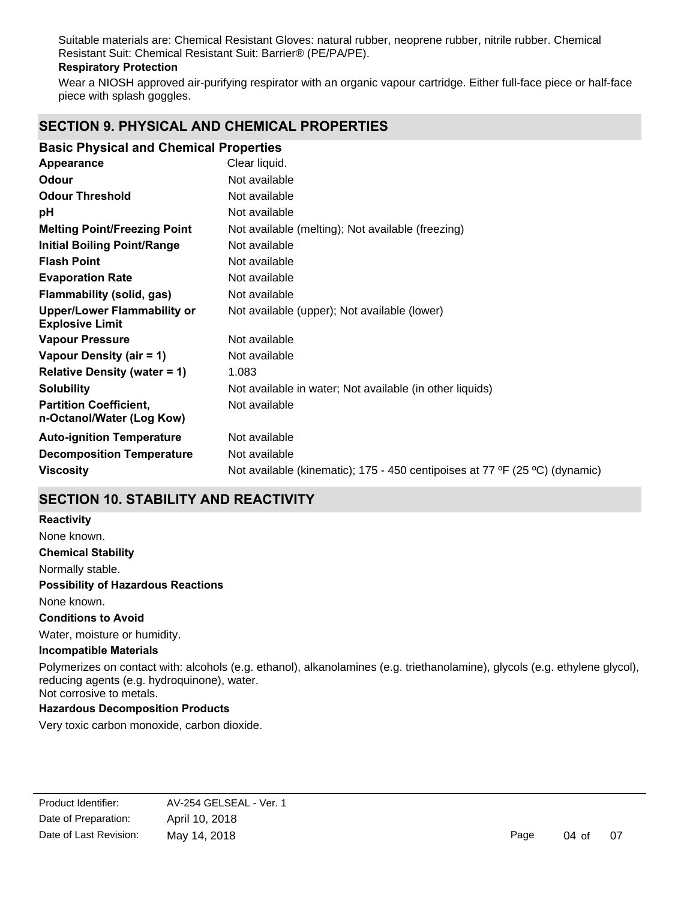Suitable materials are: Chemical Resistant Gloves: natural rubber, neoprene rubber, nitrile rubber. Chemical Resistant Suit: Chemical Resistant Suit: Barrier® (PE/PA/PE).

**Respiratory Protection**

Wear a NIOSH approved air-purifying respirator with an organic vapour cartridge. Either full-face piece or half-face piece with splash goggles.

## SECTION 9. PHYSICAL AND CHEMICAL PROPERTIES

### Basic Physical and Chemical Properties

| | |
|---|---|
| **Appearance** | Clear liquid. |
| **Odour** | Not available |
| **Odour Threshold** | Not available |
| **pH** | Not available |
| **Melting Point/Freezing Point** | Not available (melting); Not available (freezing) |
| **Initial Boiling Point/Range** | Not available |
| **Flash Point** | Not available |
| **Evaporation Rate** | Not available |
| **Flammability (solid, gas)** | Not available |
| **Upper/Lower Flammability or Explosive Limit** | Not available (upper); Not available (lower) |
| **Vapour Pressure** | Not available |
| **Vapour Density (air = 1)** | Not available |
| **Relative Density (water = 1)** | 1.083 |
| **Solubility** | Not available in water; Not available (in other liquids) |
| **Partition Coefficient, n-Octanol/Water (Log Kow)** | Not available |
| **Auto-ignition Temperature** | Not available |
| **Decomposition Temperature** | Not available |
| **Viscosity** | Not available (kinematic); 175 - 450 centipoises at 77 ºF (25 ºC) (dynamic) |

## SECTION 10. STABILITY AND REACTIVITY

**Reactivity**

None known.

**Chemical Stability**

Normally stable.

**Possibility of Hazardous Reactions**

None known.

**Conditions to Avoid**

Water, moisture or humidity.

**Incompatible Materials**

Polymerizes on contact with: alcohols (e.g. ethanol), alkanolamines (e.g. triethanolamine), glycols (e.g. ethylene glycol), reducing agents (e.g. hydroquinone), water.
Not corrosive to metals.

**Hazardous Decomposition Products**

Very toxic carbon monoxide, carbon dioxide.

| | |
|---|---|
| Product Identifier: | AV-254 GELSEAL - Ver. 1 |
| Date of Preparation: | April 10, 2018 |
| Date of Last Revision: | May 14, 2018 |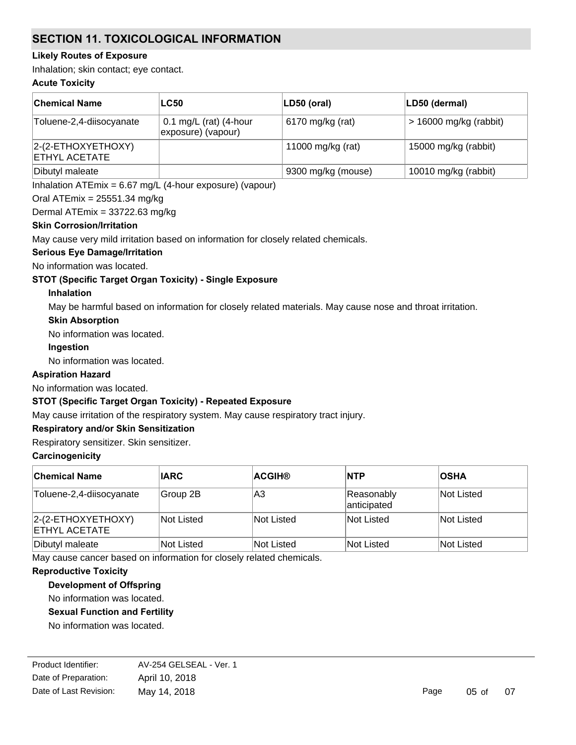## SECTION 11. TOXICOLOGICAL INFORMATION

**Likely Routes of Exposure**

Inhalation; skin contact; eye contact.

**Acute Toxicity**

| Chemical Name | LC50 | LD50 (oral) | LD50 (dermal) |
|---|---|---|---|
| Toluene-2,4-diisocyanate | 0.1 mg/L (rat) (4-hour exposure) (vapour) | 6170 mg/kg (rat) | > 16000 mg/kg (rabbit) |
| 2-(2-ETHOXYETHOXY) ETHYL ACETATE | | 11000 mg/kg (rat) | 15000 mg/kg (rabbit) |
| Dibutyl maleate | | 9300 mg/kg (mouse) | 10010 mg/kg (rabbit) |

Inhalation ATEmix = 6.67 mg/L (4-hour exposure) (vapour)

Oral ATEmix = 25551.34 mg/kg

Dermal ATEmix = 33722.63 mg/kg

**Skin Corrosion/Irritation**

May cause very mild irritation based on information for closely related chemicals.

**Serious Eye Damage/Irritation**

No information was located.

**STOT (Specific Target Organ Toxicity) - Single Exposure**

**Inhalation**

May be harmful based on information for closely related materials. May cause nose and throat irritation.

**Skin Absorption**

No information was located.

**Ingestion**

No information was located.

**Aspiration Hazard**

No information was located.

**STOT (Specific Target Organ Toxicity) - Repeated Exposure**

May cause irritation of the respiratory system. May cause respiratory tract injury.

**Respiratory and/or Skin Sensitization**

Respiratory sensitizer. Skin sensitizer.

**Carcinogenicity**

| Chemical Name | IARC | ACGIH® | NTP | OSHA |
|---|---|---|---|---|
| Toluene-2,4-diisocyanate | Group 2B | A3 | Reasonably anticipated | Not Listed |
| 2-(2-ETHOXYETHOXY) ETHYL ACETATE | Not Listed | Not Listed | Not Listed | Not Listed |
| Dibutyl maleate | Not Listed | Not Listed | Not Listed | Not Listed |

May cause cancer based on information for closely related chemicals.

**Reproductive Toxicity**

**Development of Offspring**

No information was located.

**Sexual Function and Fertility**

No information was located.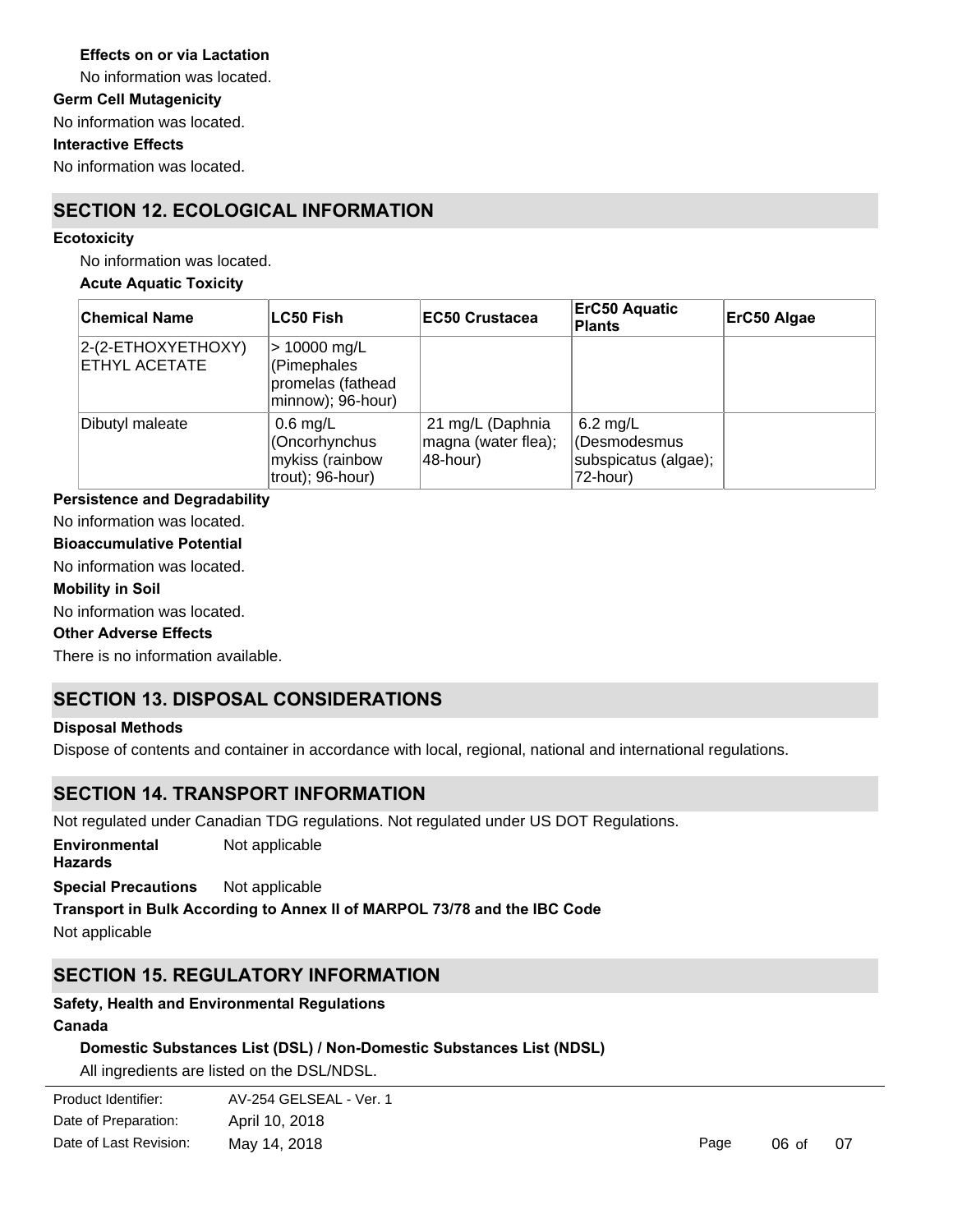**Effects on or via Lactation**

No information was located.

**Germ Cell Mutagenicity**

No information was located.

**Interactive Effects**

No information was located.

## SECTION 12. ECOLOGICAL INFORMATION

**Ecotoxicity**

No information was located.

**Acute Aquatic Toxicity**

| Chemical Name | LC50 Fish | EC50 Crustacea | ErC50 Aquatic Plants | ErC50 Algae |
|---|---|---|---|---|
| 2-(2-ETHOXYETHOXY) ETHYL ACETATE | > 10000 mg/L (Pimephales promelas (fathead minnow); 96-hour) | | | |
| Dibutyl maleate | 0.6 mg/L (Oncorhynchus mykiss (rainbow trout); 96-hour) | 21 mg/L (Daphnia magna (water flea); 48-hour) | 6.2 mg/L (Desmodesmus subspicatus (algae); 72-hour) | |

**Persistence and Degradability**

No information was located.

**Bioaccumulative Potential**

No information was located.

**Mobility in Soil**

No information was located.

**Other Adverse Effects**

There is no information available.

## SECTION 13. DISPOSAL CONSIDERATIONS

**Disposal Methods**

Dispose of contents and container in accordance with local, regional, national and international regulations.

## SECTION 14. TRANSPORT INFORMATION

Not regulated under Canadian TDG regulations. Not regulated under US DOT Regulations.

**Environmental Hazards** Not applicable

**Special Precautions** Not applicable

**Transport in Bulk According to Annex II of MARPOL 73/78 and the IBC Code**

Not applicable

## SECTION 15. REGULATORY INFORMATION

**Safety, Health and Environmental Regulations**

**Canada**

**Domestic Substances List (DSL) / Non-Domestic Substances List (NDSL)**

All ingredients are listed on the DSL/NDSL.

Product Identifier: AV-254 GELSEAL - Ver. 1
Date of Preparation: April 10, 2018
Date of Last Revision: May 14, 2018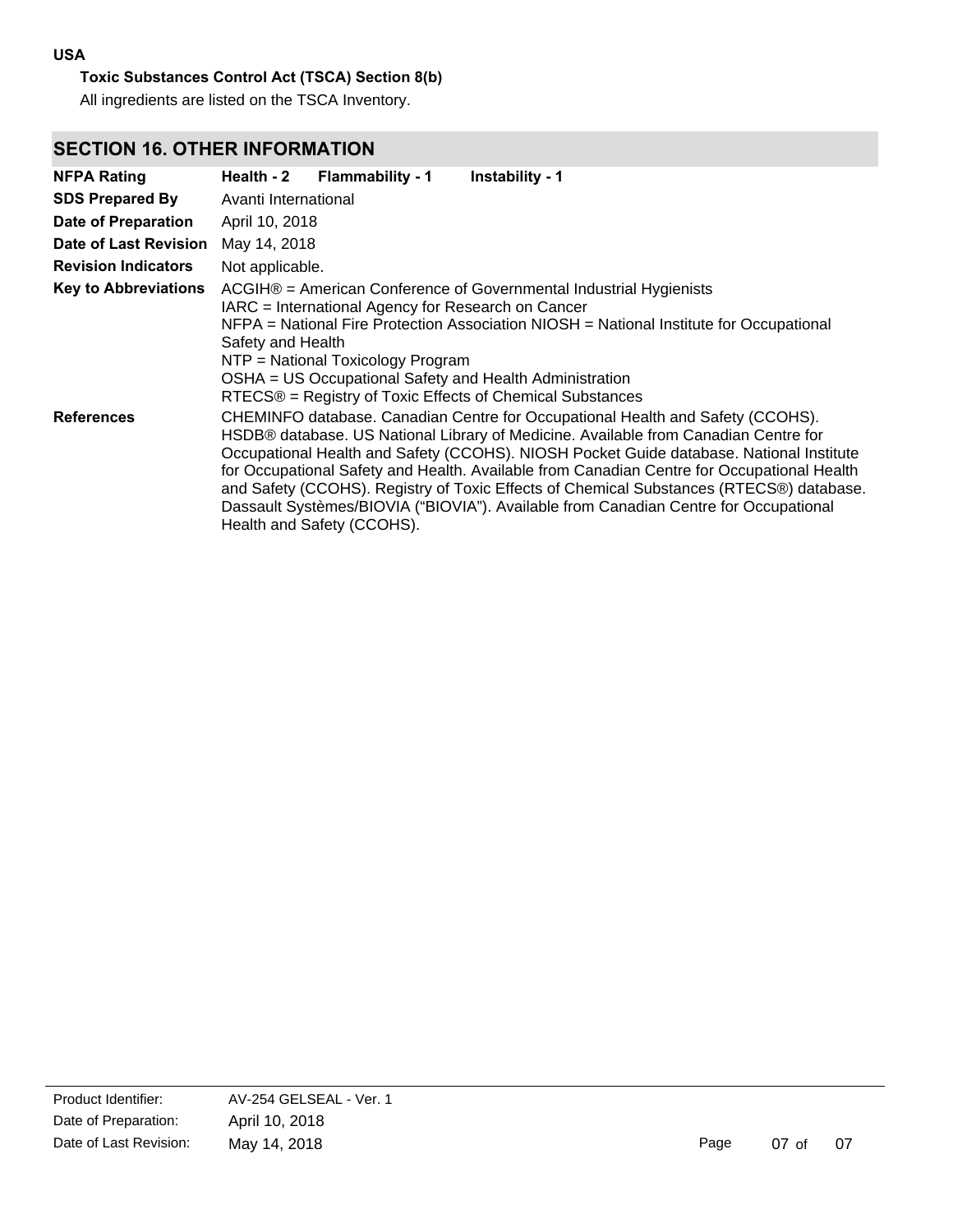**USA**

**Toxic Substances Control Act (TSCA) Section 8(b)**

All ingredients are listed on the TSCA Inventory.

## SECTION 16. OTHER INFORMATION

| | |
|---|---|
| **NFPA Rating** | **Health - 2** **Flammability - 1** **Instability - 1** |
| **SDS Prepared By** | Avanti International |
| **Date of Preparation** | April 10, 2018 |
| **Date of Last Revision** | May 14, 2018 |
| **Revision Indicators** | Not applicable. |
| **Key to Abbreviations** | ACGIH® = American Conference of Governmental Industrial Hygienists<br>IARC = International Agency for Research on Cancer<br>NFPA = National Fire Protection Association NIOSH = National Institute for Occupational Safety and Health<br>NTP = National Toxicology Program<br>OSHA = US Occupational Safety and Health Administration<br>RTECS® = Registry of Toxic Effects of Chemical Substances |
| **References** | CHEMINFO database. Canadian Centre for Occupational Health and Safety (CCOHS). HSDB® database. US National Library of Medicine. Available from Canadian Centre for Occupational Health and Safety (CCOHS). NIOSH Pocket Guide database. National Institute for Occupational Safety and Health. Available from Canadian Centre for Occupational Health and Safety (CCOHS). Registry of Toxic Effects of Chemical Substances (RTECS®) database. Dassault Systèmes/BIOVIA ("BIOVIA"). Available from Canadian Centre for Occupational Health and Safety (CCOHS). |

Product Identifier: AV-254 GELSEAL - Ver. 1
Date of Preparation: April 10, 2018
Date of Last Revision: May 14, 2018